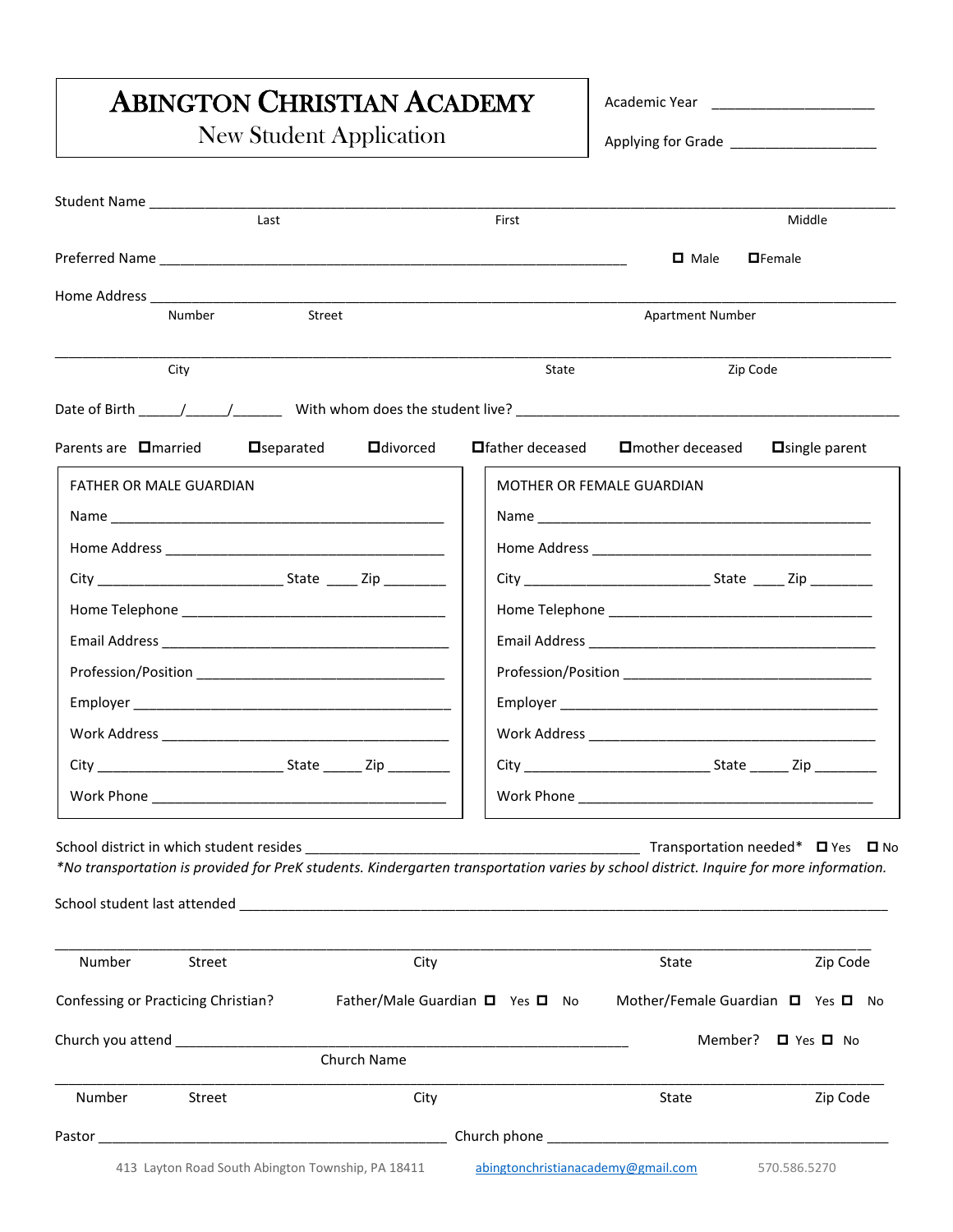# ABINGTON CHRISTIAN ACADEMY

## New Student Application

Academic Year ____________________

Applying for Grade ___________________

Student Name ___________________________________________________________________________________
Last First Middle

Preferred Name ___________________________________________________________ ☐ Male ☐ Female

Home Address ___________________________________________________________________________________
Number Street Apartment Number

___________________________________________________________________________________________________
City State Zip Code

Date of Birth _____/_____/______ With whom does the student live? ____________________________________________

Parents are ☐ married ☐ separated ☐ divorced ☐ father deceased ☐ mother deceased ☐ single parent

| FATHER OR MALE GUARDIAN | MOTHER OR FEMALE GUARDIAN |
|---|---|
| Name ____________________________________________ | Name ____________________________________________ |
| Home Address ____________________________________ | Home Address ____________________________________ |
| City ________________________ State ____ Zip ________ | City ________________________ State ____ Zip ________ |
| Home Telephone __________________________________ | Home Telephone __________________________________ |
| Email Address ____________________________________ | Email Address ____________________________________ |
| Profession/Position ________________________________ | Profession/Position ________________________________ |
| Employer ________________________________________ | Employer ________________________________________ |
| Work Address ____________________________________ | Work Address ____________________________________ |
| City ________________________ State _____ Zip ________ | City ________________________ State _____ Zip ________ |
| Work Phone ______________________________________ | Work Phone ______________________________________ |

School district in which student resides ___________________________________________ Transportation needed* ☐ Yes ☐ No

*\*No transportation is provided for PreK students. Kindergarten transportation varies by school district. Inquire for more information.*

School student last attended ___________________________________________________________________________

___________________________________________________________________________________________________
Number Street City State Zip Code

Confessing or Practicing Christian? Father/Male Guardian ☐ Yes ☐ No Mother/Female Guardian ☐ Yes ☐ No

Church you attend ___________________________________________________________ Member? ☐ Yes ☐ No
Church Name

___________________________________________________________________________________________________
Number Street City State Zip Code

Pastor ____________________________________________ Church phone ____________________________________________

413 Layton Road South Abington Township, PA 18411 abingtonchristianacademy@gmail.com 570.586.5270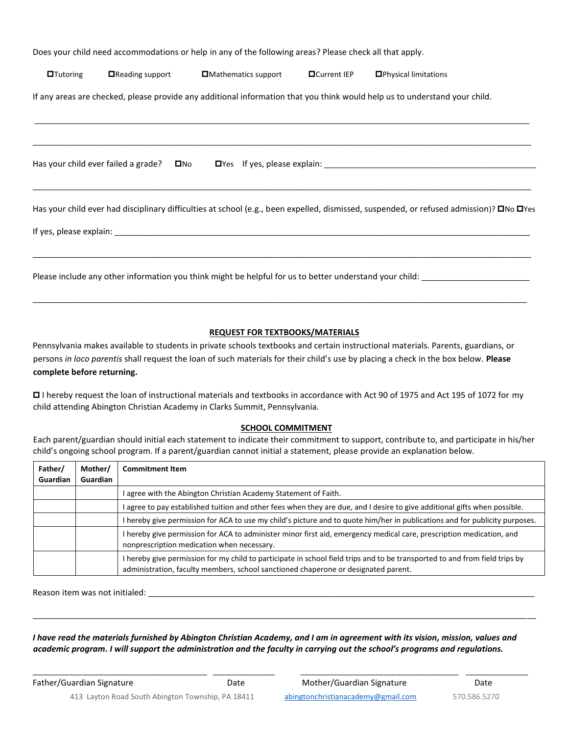Does your child need accommodations or help in any of the following areas? Please check all that apply.

☐Tutoring ☐Reading support ☐Mathematics support ☐Current IEP ☐Physical limitations

If any areas are checked, please provide any additional information that you think would help us to understand your child.

_______________________________________________________________________________________________

_______________________________________________________________________________________________

Has your child ever failed a grade? ☐No ☐Yes If yes, please explain: _______________________________________________

_______________________________________________________________________________________________

Has your child ever had disciplinary difficulties at school (e.g., been expelled, dismissed, suspended, or refused admission)? ☐No ☐Yes

If yes, please explain: ___________________________________________________________________________

_______________________________________________________________________________________________

Please include any other information you think might be helpful for us to better understand your child: ______________________

_______________________________________________________________________________________________

**REQUEST FOR TEXTBOOKS/MATERIALS**

Pennsylvania makes available to students in private schools textbooks and certain instructional materials. Parents, guardians, or persons *in loco parentis* shall request the loan of such materials for their child's use by placing a check in the box below. **Please complete before returning.**

☐ I hereby request the loan of instructional materials and textbooks in accordance with Act 90 of 1975 and Act 195 of 1072 for my child attending Abington Christian Academy in Clarks Summit, Pennsylvania.

**SCHOOL COMMITMENT**

Each parent/guardian should initial each statement to indicate their commitment to support, contribute to, and participate in his/her child's ongoing school program. If a parent/guardian cannot initial a statement, please provide an explanation below.

| Father/ Guardian | Mother/ Guardian | Commitment Item |
|---|---|---|
| | | I agree with the Abington Christian Academy Statement of Faith. |
| | | I agree to pay established tuition and other fees when they are due, and I desire to give additional gifts when possible. |
| | | I hereby give permission for ACA to use my child's picture and to quote him/her in publications and for publicity purposes. |
| | | I hereby give permission for ACA to administer minor first aid, emergency medical care, prescription medication, and nonprescription medication when necessary. |
| | | I hereby give permission for my child to participate in school field trips and to be transported to and from field trips by administration, faculty members, school sanctioned chaperone or designated parent. |

Reason item was not initialed: ___________________________________________________________________

_______________________________________________________________________________________________

***I have read the materials furnished by Abington Christian Academy, and I am in agreement with its vision, mission, values and academic program. I will support the administration and the faculty in carrying out the school's programs and regulations.***

_________________________ ____________ _________________________ ____________

Father/Guardian Signature Date Mother/Guardian Signature Date

413 Layton Road South Abington Township, PA 18411 abingtonchristianacademy@gmail.com 570.586.5270